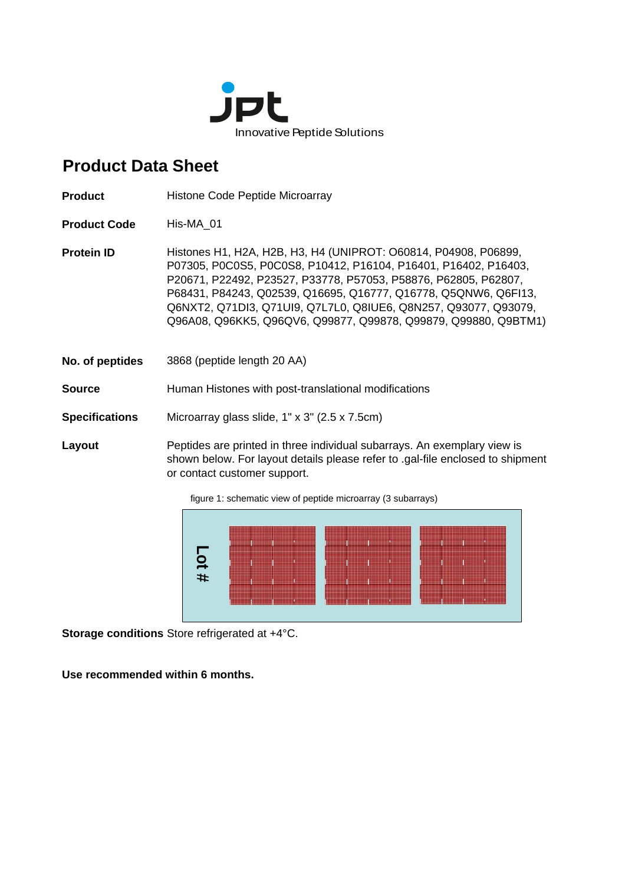jpt
Innovative Peptide Solutions

# Product Data Sheet

**Product** Histone Code Peptide Microarray

**Product Code** His-MA_01

**Protein ID** Histones H1, H2A, H2B, H3, H4 (UNIPROT: O60814, P04908, P06899, P07305, P0C0S5, P0C0S8, P10412, P16104, P16401, P16402, P16403, P20671, P22492, P23527, P33778, P57053, P58876, P62805, P62807, P68431, P84243, Q02539, Q16695, Q16777, Q16778, Q5QNW6, Q6FI13, Q6NXT2, Q71DI3, Q71UI9, Q7L7L0, Q8IUE6, Q8N257, Q93077, Q93079, Q96A08, Q96KK5, Q96QV6, Q99877, Q99878, Q99879, Q99880, Q9BTM1)

**No. of peptides** 3868 (peptide length 20 AA)

**Source** Human Histones with post-translational modifications

**Specifications** Microarray glass slide, 1" x 3" (2.5 x 7.5cm)

**Layout** Peptides are printed in three individual subarrays. An exemplary view is shown below. For layout details please refer to .gal-file enclosed to shipment or contact customer support.

figure 1: schematic view of peptide microarray (3 subarrays)

Lot #

**Storage conditions** Store refrigerated at +4°C.

**Use recommended within 6 months.**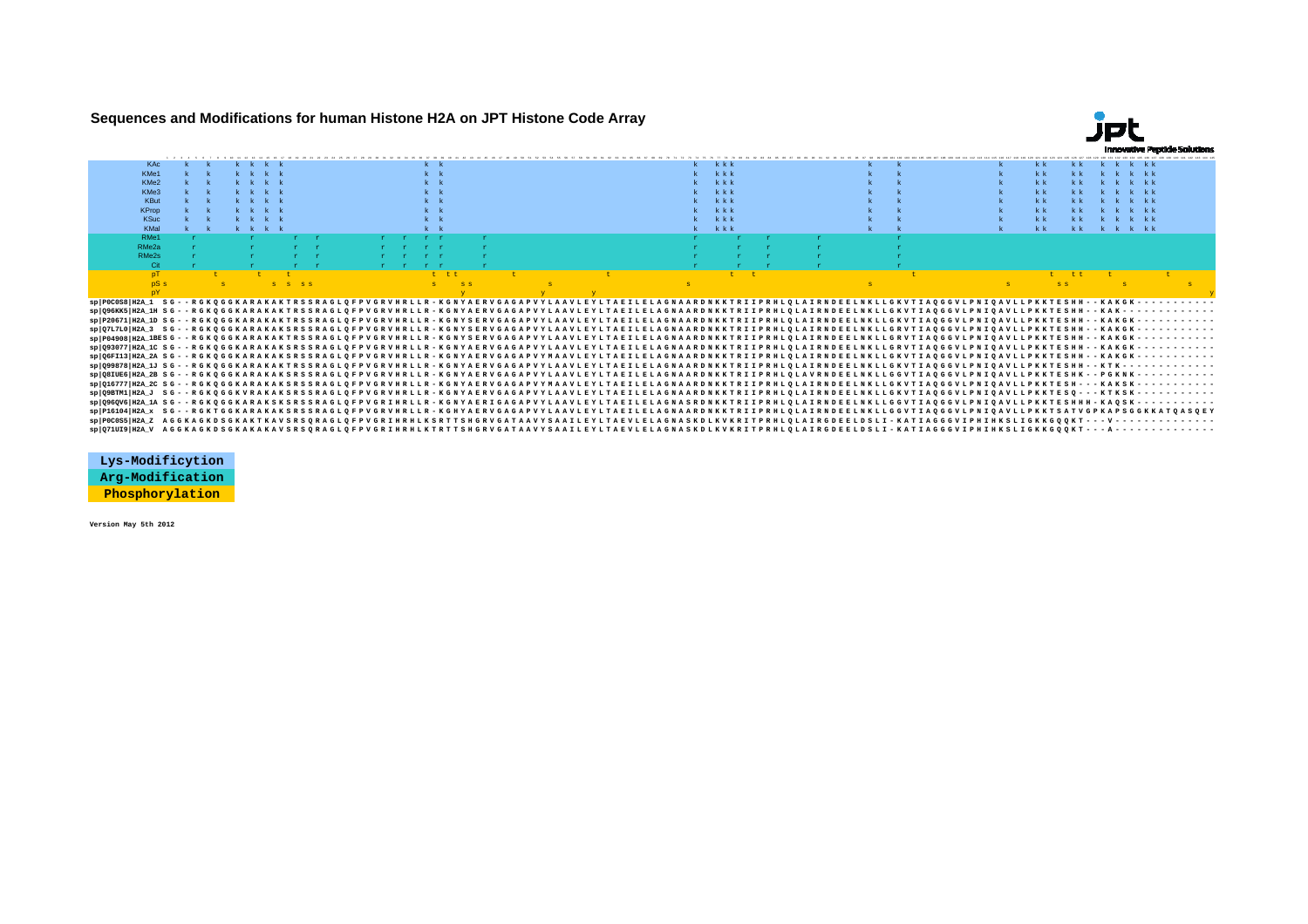# Sequences and Modifications for human Histone H2A on JPT Histone Code Array

```
sp|P0C0S8|H2A_1  SG--RGKQGGKARAKAKTRSSRAGLQFPVGRVHRLLR-KGNYAERVGAGAPVYLAAVLEYLTAEILELAGNAARDNKKTRIIPRHLQLAIRNDEELNKLLGKVTIAQGGVLPNIQAVLLPKKTESHH--KAKGK-----------
sp|Q96KK5|H2A_1H SG--RGKQGGKARAKAKTRSSRAGLQFPVGRVHRLLR-KGNYAERVGAGAPVYLAAVLEYLTAEILELAGNAARDNKKTRIIPRHLQLAIRNDEELNKLLGKVTIAQGGVLPNIQAVLLPKKTESHH--KAK-------------
sp|P20671|H2A_1D SG--RGKQGGKARAKAKTRSSRAGLQFPVGRVHRLLR-KGNYSERVGAGAPVYLAAVLEYLTAEILELAGNAARDNKKTRIIPRHLQLAIRNDEELNKLLGKVTIAQGGVLPNIQAVLLPKKTESHH--KAKGK-----------
sp|Q7L7L0|H2A_3  SG--RGKQGGKARAKAKSRSSRAGLQFPVGRVHRLLR-KGNYSERVGAGAPVYLAAVLEYLTAEILELAGNAARDNKKTRIIPRHLQLAIRNDEELNKLLGRVTIAQGGVLPNIQAVLLPKKTESHH--KAKGK-----------
sp|P04908|H2A_1B SG--RGKQGGKARAKAKSRSSRAGLQFPVGRVHRLLR-KGNYAERVGAGAPVYLAAVLEYLTAEILELAGNAARDNKKTRIIPRHLQLAIRNDEELNKLLGKVTIAQGGVLPNIQAVLLPKKTESHH--KAKGK-----------
sp|Q93077|H2A_1C SG--RGKQGGKARAKAKSRSSRAGLQFPVGRVHRLLR-KGNYAERVGAGAPVYLAAVLEYLTAEILELAGNAARDNKKTRIIPRHLQLAIRNDEELNKLLGRVTIAQGGVLPNIQAVLLPKKTESHH--KAKGK-----------
sp|Q6FI13|H2A_2A SG--RGKQGGKARAKAKSRSSRAGLQFPVGRVHRLLR-KGNYAERVGAGAPVYMAAVLEYLTAEILELAGNAARDNKKTRIIPRHLQLAIRNDEELNKLLGKVTIAQGGVLPNIQAVLLPKKTESHH--KAKGK-----------
sp|Q99878|H2A_1J SG--RGKQGGKARAKAKTRSSRAGLQFPVGRVHRLLR-KGNYAERVGAGAPVYLAAVLEYLTAEILELAGNAARDNKKTRIIPRHLQLAIRNDEELNKLLGKVTIAQGGVLPNIQAVLLPKKTESHH--KTK-------------
sp|Q8IUE6|H2A_2B SG--RGKQGGKARAKAKSRSSRAGLQFPVGRVHRLLR-KGNYAERVGAGAPVYLAAVLEYLTAEILELAGNAARDNKKTRIIPRHLQLAVRNDEELNKLLGGVTIAQGGVLPNIQAVLLPKKTESHK--PGKNK-----------
sp|Q16777|H2A_2C SG--RGKQGGKARAKAKSRSSRAGLQFPVGRVHRLLR-KGNYAERVGAGAPVYMAAVLEYLTAEILELAGNAARDNKKTRIIPRHLQLAIRNDEELNKLLGKVTIAQGGVLPNIQAVLLPKKTESH---KAKSK-----------
sp|Q9BTM1|H2A_J  SG--RGKQGGKVRAKAKSRSSRAGLQFPVGRVHRLLR-KGNYAERVGAGAPVYLAAVLEYLTAEILELAGNAARDNKKTRIIPRHLQLAIRNDEELNKLLGKVTIAQGGVLPNIQAVLLPKKTESQ---KTKSK-----------
sp|Q96QV6|H2A_1A SG--RGKQGGKARAKSKSRSSRAGLQFPVGRIHRLLR-KGNYAERIGAGAPVYLAAVLEYLTAEILELAGNASRDNKKTRIIPRHLQLAIRNDEELNKLLGGVTIAQGGVLPNIQAVLLPKKTESHHH-KAQSK-----------
sp|P16104|H2A_x  SG--RGKTGGKARAKAKSRSSRAGLQFPVGRVHRLLR-KGHYAERVGAGAPVYLAAVLEYLTAEILELAGNAARDNKKTRIIPRHLQLAIRNDEELNKLLGGVTIAQGGVLPNIQAVLLPKKTSATVGPKAPSGGKKATQASQEY
sp|P0C0S5|H2A_Z  AGGKAGKDSGKAKTKAVSRSQRAGLQFPVGRIHRHLKSRTTSHGRVGATAAVYSAAILEYLTAEVLELAGNASKDLKVKRITPRHLQLAIRGDEELDSLI-KATIAGGGVIPHIHKSLIGKKGQQKT---V--------------
sp|Q71UI9|H2A_V  AGGKAGKDSGKAKAKAVSRSQRAGLQFPVGRIHRHLKTRTTSHGRVGATAAVYSAAILEYLTAEVLELAGNASKDLKVKRITPRHLQLAIRGDEELDSLI-KATIAGGGVIPHIHKSLIGKKGQQKT---A--------------
```

Modification rows (KAc, KMe1, KMe2, KMe3, KBut, KProp, KSuc, KMal; RMe1, RMe2a, RMe2s, Cit; pT, pS, pY) mark modifiable residues above the sequence alignment.

**Lys-Modificytion**

**Arg-Modification**

**Phosphorylation**

**Version May 5th 2012**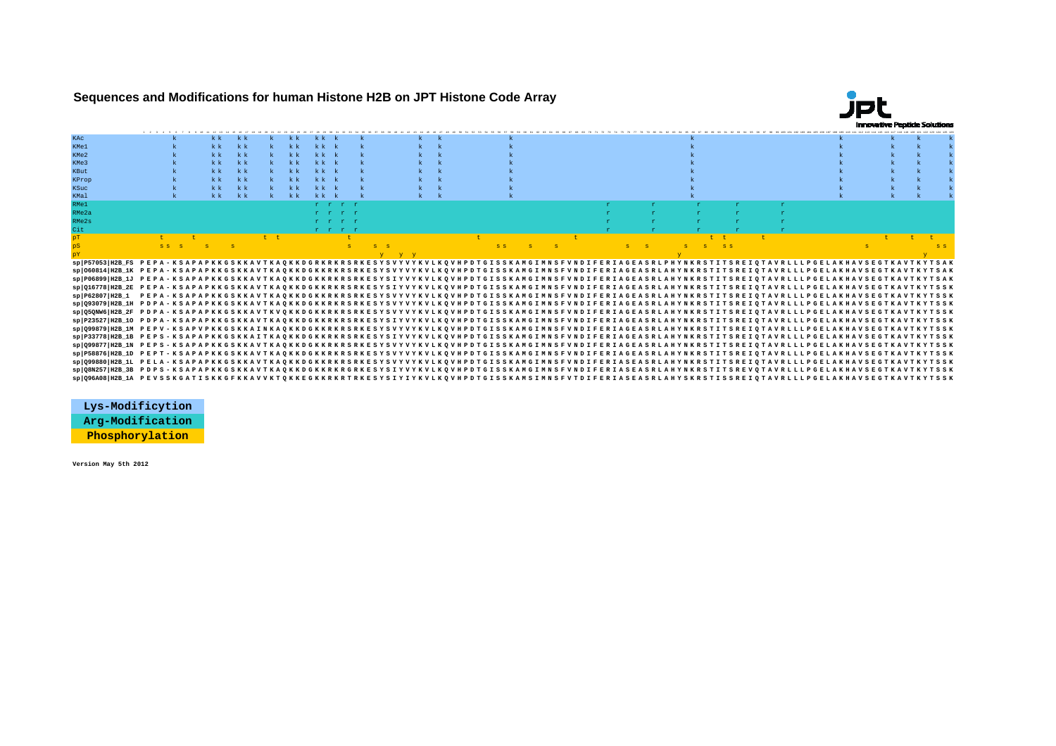# Sequences and Modifications for human Histone H2B on JPT Histone Code Array

| Modification | Sites |
|---|---|
| KAc | k k k k k k k k k k k k k k k k k k k |
| KMe1 | k k k k k k k k k k k k k k k k k k k |
| KMe2 | k k k k k k k k k k k k k k k k k k k |
| KMe3 | k k k k k k k k k k k k k k k k k k k |
| KBut | k k k k k k k k k k k k k k k k k k k |
| KProp | k k k k k k k k k k k k k k k k k k k |
| KSuc | k k k k k k k k k k k k k k k k k k k |
| KMal | k k k k k k k k k k k k k k k k k k k |
| RMe1 | r r r r r r r r r |
| RMe2a | r r r r r r r r r |
| RMe2s | r r r r r r r r r |
| Cit | r r r r r r r r r |
| pT | t t t t t t t t t t t t t |
| pS | s s s s s s s s s s s s s s s s s s s s s s |
| pY | y y y y y |

| Protein | Sequence |
|---|---|
| sp\|P57053\|H2B_FS | PEPA-KSAPAPKKGSKKAVTKAQKKDGRKRKRSRKESYSVYVYKVLKQVHPDTGISSKAMGIMNSFVNDIFERIAGEASRLPHYNKRSTITSREIQTAVRLLLPGELAKHAVSEGTKAVTKYTSAK |
| sp\|O60814\|H2B_1K | PEPA-KSAPAPKKGSKKAVTKAQKKDGKKRKRSRKESYSVYVYKVLKQVHPDTGISSKAMGIMNSFVNDIFERIAGEASRLAHYNKRSTITSREIQTAVRLLLPGELAKHAVSEGTKAVTKYTSAK |
| sp\|P06899\|H2B_1J | PEPA-KSAPAPKKGSKKAVTKAQKKDGKKRKRSRKESYSIYVYKVLKQVHPDTGISSKAMGIMNSFVNDIFERIAGEASRLAHYNKRSTITSREIQTAVRLLLPGELAKHAVSEGTKAVTKYTSAK |
| sp\|Q16778\|H2B_2E | PEPA-KSAPAPKKGSKKAVTKAQKKDGKKRKRSRKESYSIYVYKVLKQVHPDTGISSKAMGIMNSFVNDIFERIAGEASRLAHYNKRSTITSREIQTAVRLLLPGELAKHAVSEGTKAVTKYTSSK |
| sp\|P62807\|H2B_1 | PEPA-KSAPAPKKGSKKAVTKAQKKDGKKRKRSRKESYSVYVYKVLKQVHPDTGISSKAMGIMNSFVNDIFERIAGEASRLAHYNKRSTITSREIQTAVRLLLPGELAKHAVSEGTKAVTKYTSSK |
| sp\|Q93079\|H2B_1H | PDPA-KSAPAPKKGSKKAVTKAQKKDGKKRKRSRKESYSVYVYKVLKQVHPDTGISSKAMGIMNSFVNDIFERIAGEASRLAHYNKRSTITSREIQTAVRLLLPGELAKHAVSEGTKAVTKYTSSK |
| sp\|Q5QNW6\|H2B_2F | PDPA-KSAPAPKKGSKKAVTKVQKKDGKKRKRSRKESYSVYVYKVLKQVHPDTGISSKAMGIMNSFVNDIFERIAGEASRLAHYNKRSTITSREIQTAVRLLLPGELAKHAVSEGTKAVTKYTSSK |
| sp\|P23527\|H2B_1O | PDPA-KSAPAPKKGSKKAVTKAQKKDGKKRKRSRKESYSIYVYKVLKQVHPDTGISSKAMGIMNSFVNDIFERIAGEASRLAHYNKRSTITSREIQTAVRLLLPGELAKHAVSEGTKAVTKYTSSK |
| sp\|Q99879\|H2B_1M | PEPV-KSAPVPKKGSKKAINKAQKKDGKKRKRSRKESYSVYVYKVLKQVHPDTGISSKAMGIMNSFVNDIFERIAGEASRLAHYNKRSTITSREIQTAVRLLLPGELAKHAVSEGTKAVTKYTSSK |
| sp\|P33778\|H2B_1B | PEPS-KSAPAPKKGSKKAITKAQKKDGKKRKRSRKESYSIYVYKVLKQVHPDTGISSKAMGIMNSFVNDIFERIAGEASRLAHYNKRSTITSREIQTAVRLLLPGELAKHAVSEGTKAVTKYTSSK |
| sp\|Q99877\|H2B_1N | PEPS-KSAPAPKKGSKKAVTKAQKKDGKKRKRSRKESYSVYVYKVLKQVHPDTGISSKAMGIMNSFVNDIFERIAGEASRLAHYNKRSTITSREIQTAVRLLLPGELAKHAVSEGTKAVTKYTSSK |
| sp\|P58876\|H2B_1D | PEPT-KSAPAPKKGSKKAVTKAQKKDGKKRKRSRKESYSVYVYKVLKQVHPDTGISSKAMGIMNSFVNDIFERIAGEASRLAHYNKRSTITSREIQTAVRLLLPGELAKHAVSEGTKAVTKYTSSK |
| sp\|Q99880\|H2B_1L | PELA-KSAPAPKKGSKKAVTKAQKKDGKKRKRSRKESYSVYVYKVLKQVHPDTGISSKAMGIMNSFVNDIFERIASEASRLAHYNKRSTITSREIQTAVRLLLPGELAKHAVSEGTKAVTKYTSSK |
| sp\|Q8N257\|H2B_3B | PDPS-KSAPAPKKGSKKAVTKAQKKDGKKRKRGRKESYSIYVYKVLKQVHPDTGISSKAMGIMNSFVNDIFERIASEASRLAHYNKRSTITSREVQTAVRLLLPGELAKHAVSEGTKAVTKYTSSK |
| sp\|Q96A08\|H2B_1A | PEVSSKGATISKKGFKKAVVKTQKKEGKKRKRTRKESYSIYIYKVLKQVHPDTGISSKAMSIMNSFVTDIFERIASEASRLAHYSKRSTISSREIQTAVRLLLPGELAKHAVSEGTKAVTKYTSSK |

**Lys-Modificytion**

**Arg-Modification**

**Phosphorylation**

**Version May 5th 2012**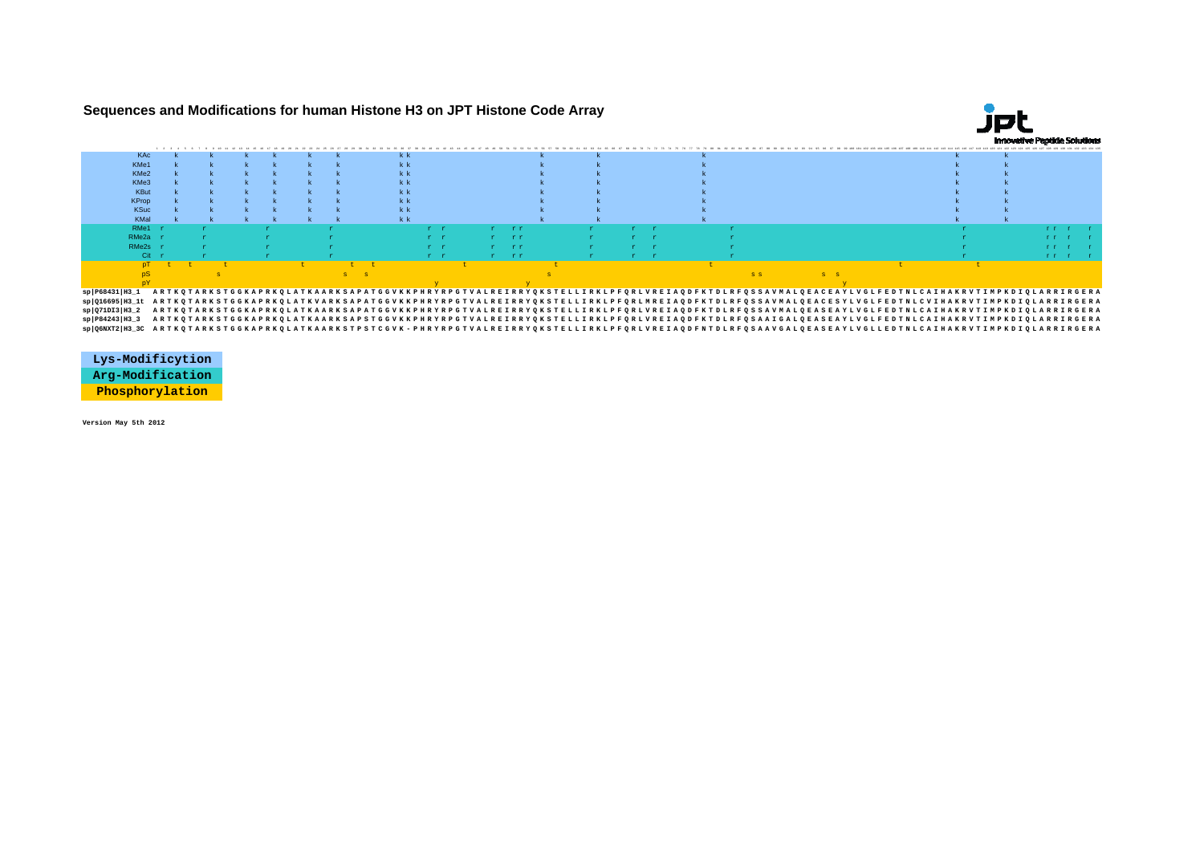# Sequences and Modifications for human Histone H3 on JPT Histone Code Array

Innovative Peptide Solutions

| Modification | Modified positions |
|---|---|
| KAc | k k k k k k k k k k k k k |
| KMe1 | k k k k k k k k k k k k k |
| KMe2 | k k k k k k k k k k k k k |
| KMe3 | k k k k k k k k k k k k k |
| KBut | k k k k k k k k k k k k k |
| KProp | k k k k k k k k k k k k k |
| KSuc | k k k k k k k k k k k k k |
| KMal | k k k k k k k k k k k k k |
| RMe1 | r r r r r r r r r r r r r r r r r r r r |
| RMe2a | r r r r r r r r r r r r r r r r r r r r |
| RMe2s | r r r r r r r r r r r r r r r r r r r r |
| Cit | r r r r r r r r r r r r r r r r r r r r |
| pT | t t t t t t t t t t t |
| pS | s s s s s s s s s |
| pY | y y y |

```
sp|P68431|H3_1   ARTKQTARKSTGGKAPRKQLATKAARKSAPATGGVKKPHRYRPGTVALREIRRYQKSTELLIRKLPFQRLVREIAQDFKTDLRFQSSAVMALQEACEAYLVGLFEDTNLCAIHAKRVTIMPKDIQLARRIRGERA
sp|Q16695|H3_1t  ARTKQTARKSTGGKAPRKQLATKVARKSAPATGGVKKPHRYRPGTVALREIRRYQKSTELLIRKLPFQRLMREIAQDFKTDLRFQSSAVMALQEACESYLVGLFEDTNLCVIHAKRVTIMPKDIQLARRIRGERA
sp|Q71DI3|H3_2   ARTKQTARKSTGGKAPRKQLATKAARKSAPATGGVKKPHRYRPGTVALREIRRYQKSTELLIRKLPFQRLVREIAQDFKTDLRFQSSAVMALQEASEAYLVGLFEDTNLCAIHAKRVTIMPKDIQLARRIRGERA
sp|P84243|H3_3   ARTKQTARKSTGGKAPRKQLATKAARKSAPSTGGVKKPHRYRPGTVALREIRRYQKSTELLIRKLPFQRLVREIAQDFKTDLRFQSAAIGALQEASEAYLVGLFEDTNLCAIHAKRVTIMPKDIQLARRIRGERA
sp|Q6NXT2|H3_3C  ARTKQTARKSTGGKAPRKQLATKAARKSTPSTCGVK-PHRYRPGTVALREIRRYQKSTELLIRKLPFQRLVREIAQDFNTDLRFQSAAVGALQEASEAYLVGLLEDTNLCAIHAKRVTIMPKDIQLARRIRGERA
```

| Legend |
|---|
| Lys-Modificytion |
| Arg-Modification |
| Phosphorylation |

Version May 5th 2012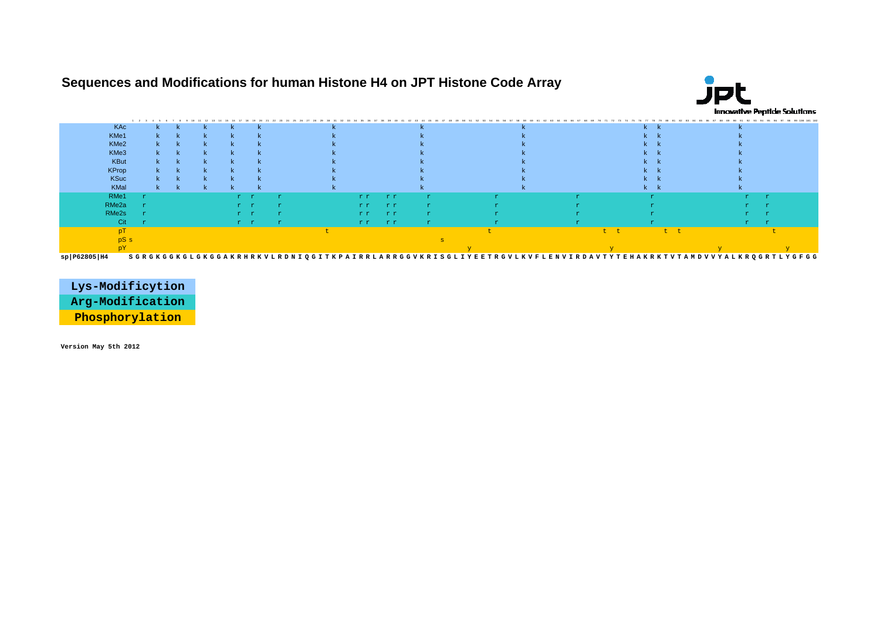# Sequences and Modifications for human Histone H4 on JPT Histone Code Array

```
KAc          k     k       k       k       k                         k                                 k                                               k                                           k   k                         k
KMe1         k     k       k       k       k                         k                                 k                                               k                                           k   k                         k
KMe2         k     k       k       k       k                         k                                 k                                               k                                           k   k                         k
KMe3         k     k       k       k       k                         k                                 k                                               k                                           k   k                         k
KBut         k     k       k       k       k                         k                                 k                                               k                                           k   k                         k
KProp        k     k       k       k       k                         k                                 k                                               k                                           k   k                         k
KSuc         k     k       k       k       k                         k                                 k                                               k                                           k   k                         k
KMal         k     k       k       k       k                         k                                 k                                               k                                           k   k                         k
RMe1             r                           r   r           r                       r r     r r             r                   r                       r                         r                             r     r
RMe2a            r                           r   r           r                       r r     r r             r                   r                       r                         r                             r     r
RMe2s            r                           r   r           r                       r r     r r             r                   r                       r                         r                             r     r
Cit              r                           r   r           r                       r r     r r             r                   r                       r                         r                             r     r
pT                                                                     t                                               t                               t   t             t   t                           t
pS           s                                                                                           s
pY                                                                                                     y                                         y                           y                         y
sp|P62805|H4 S G R G K G G K G L G K G G A K R H R K V L R D N I Q G I T K P A I R R L A R R G G V K R I S G L I Y E E T R G V L K V F L E N V I R D A V T Y T E H A K R K T V T A M D V V Y A L K R Q G R T L Y G F G G
```

| |
|---|
| Lys-Modificytion |
| Arg-Modification |
| Phosphorylation |

Version May 5th 2012